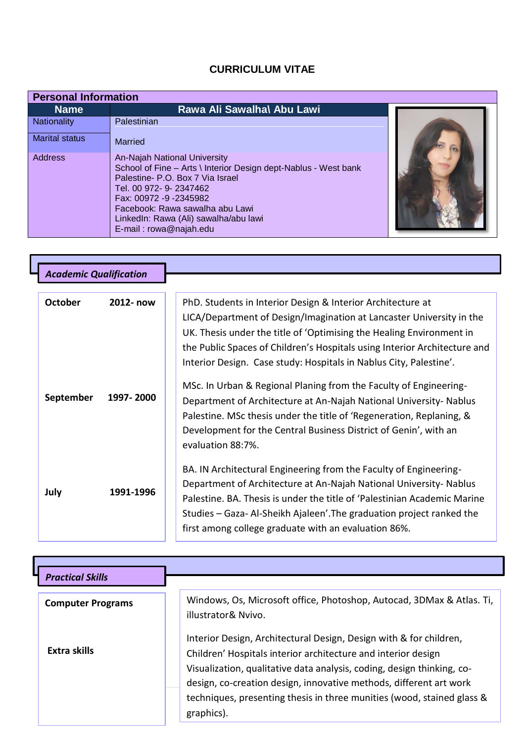# CURRICULUM VITAE

| Personal Information | |
|---|---|
| **Name** | **Rawa Ali Sawalha\ Abu Lawi** |
| Nationality | Palestinian |
| Marital status | Married |
| Address | An-Najah National University<br>School of Fine – Arts \ Interior Design dept-Nablus - West bank Palestine- P.O. Box 7 Via Israel<br>Tel. 00 972- 9- 2347462<br>Fax: 00972 -9 -2345982<br>Facebook: Rawa sawalha abu Lawi<br>LinkedIn: Rawa (Ali) sawalha/abu lawi<br>E-mail : rowa@najah.edu |

## *Academic Qualification*

| | |
|---|---|
| **October 2012- now** | PhD. Students in Interior Design & Interior Architecture at LICA/Department of Design/Imagination at Lancaster University in the UK. Thesis under the title of 'Optimising the Healing Environment in the Public Spaces of Children's Hospitals using Interior Architecture and Interior Design. Case study: Hospitals in Nablus City, Palestine'. |
| **September 1997- 2000** | MSc. In Urban & Regional Planing from the Faculty of Engineering-Department of Architecture at An-Najah National University- Nablus Palestine. MSc thesis under the title of 'Regeneration, Replaning, & Development for the Central Business District of Genin', with an evaluation 88:7%. |
| **July 1991-1996** | BA. IN Architectural Engineering from the Faculty of Engineering-Department of Architecture at An-Najah National University- Nablus Palestine. BA. Thesis is under the title of 'Palestinian Academic Marine Studies – Gaza- Al-Sheikh Ajaleen'.The graduation project ranked the first among college graduate with an evaluation 86%. |

## *Practical Skills*

| | |
|---|---|
| **Computer Programs** | Windows, Os, Microsoft office, Photoshop, Autocad, 3DMax & Atlas. Ti, illustrator& Nvivo. |
| **Extra skills** | Interior Design, Architectural Design, Design with & for children, Children' Hospitals interior architecture and interior design Visualization, qualitative data analysis, coding, design thinking, co-design, co-creation design, innovative methods, different art work techniques, presenting thesis in three munities (wood, stained glass & graphics). |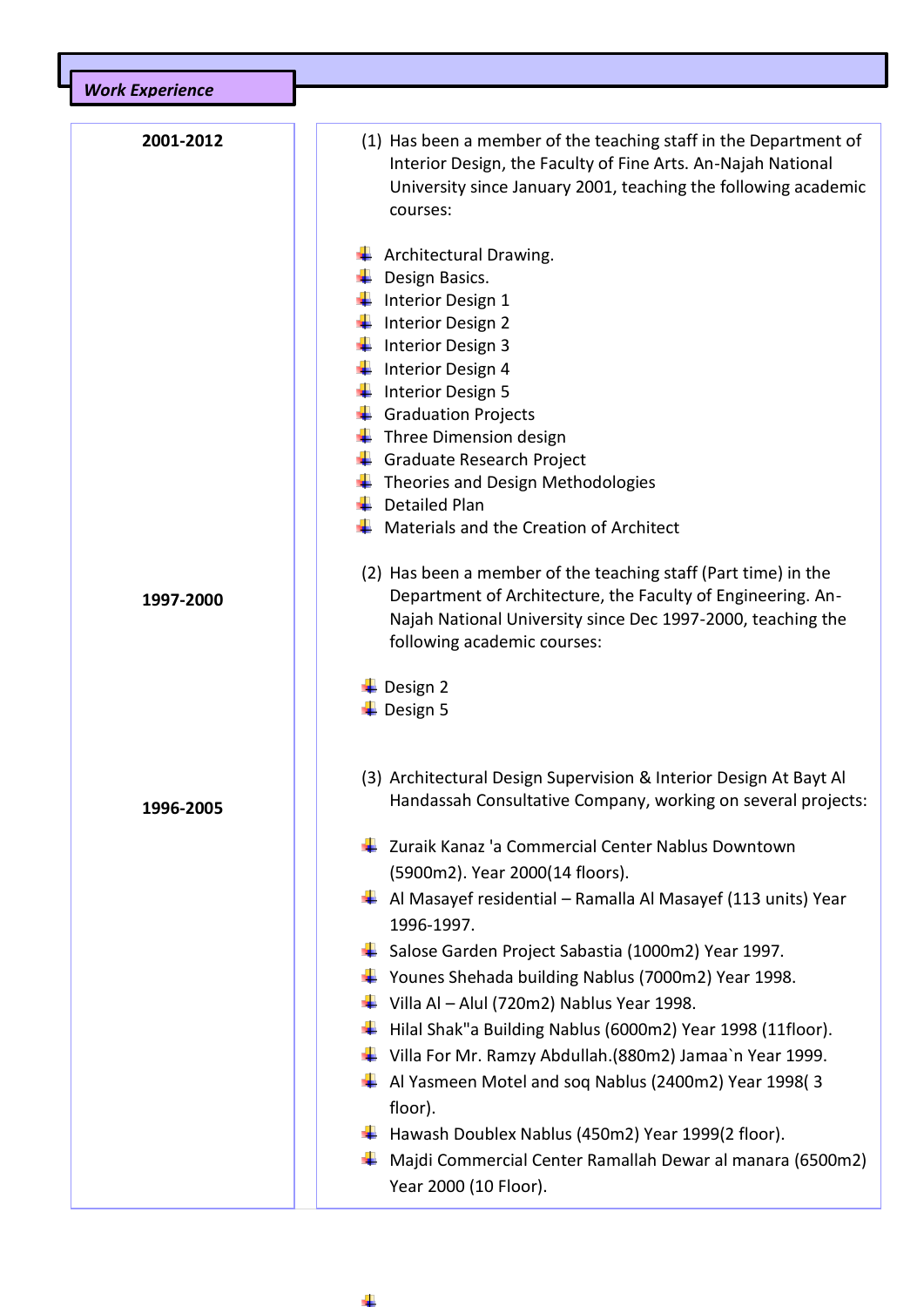## *Work Experience*

| | |
|---|---|
| **2001-2012** | (1) Has been a member of the teaching staff in the Department of Interior Design, the Faculty of Fine Arts. An-Najah National University since January 2001, teaching the following academic courses:<br><br>- Architectural Drawing.<br>- Design Basics.<br>- Interior Design 1<br>- Interior Design 2<br>- Interior Design 3<br>- Interior Design 4<br>- Interior Design 5<br>- Graduation Projects<br>- Three Dimension design<br>- Graduate Research Project<br>- Theories and Design Methodologies<br>- Detailed Plan<br>- Materials and the Creation of Architect |
| **1997-2000** | (2) Has been a member of the teaching staff (Part time) in the Department of Architecture, the Faculty of Engineering. An-Najah National University since Dec 1997-2000, teaching the following academic courses:<br><br>- Design 2<br>- Design 5 |
| **1996-2005** | (3) Architectural Design Supervision & Interior Design At Bayt Al Handassah Consultative Company, working on several projects:<br><br>- Zuraik Kanaz 'a Commercial Center Nablus Downtown (5900m2). Year 2000(14 floors).<br>- Al Masayef residential – Ramalla Al Masayef (113 units) Year 1996-1997.<br>- Salose Garden Project Sabastia (1000m2) Year 1997.<br>- Younes Shehada building Nablus (7000m2) Year 1998.<br>- Villa Al – Alul (720m2) Nablus Year 1998.<br>- Hilal Shak"a Building Nablus (6000m2) Year 1998 (11floor).<br>- Villa For Mr. Ramzy Abdullah.(880m2) Jamaa`n Year 1999.<br>- Al Yasmeen Motel and soq Nablus (2400m2) Year 1998( 3 floor).<br>- Hawash Doublex Nablus (450m2) Year 1999(2 floor).<br>- Majdi Commercial Center Ramallah Dewar al manara (6500m2) Year 2000 (10 Floor). |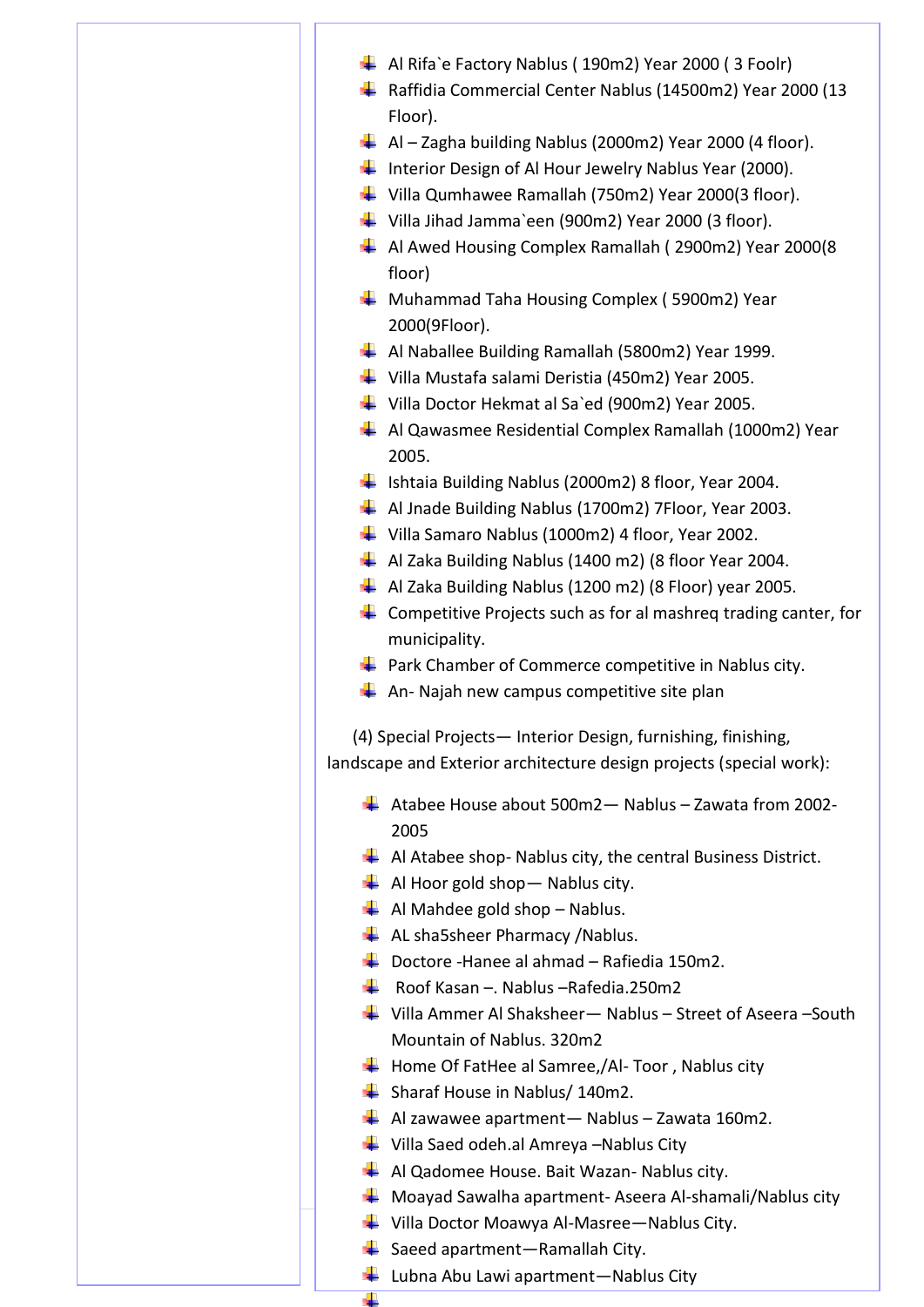- Al Rifa`e Factory Nablus ( 190m2) Year 2000 ( 3 Foolr)
- Raffidia Commercial Center Nablus (14500m2) Year 2000 (13 Floor).
- Al – Zagha building Nablus (2000m2) Year 2000 (4 floor).
- Interior Design of Al Hour Jewelry Nablus Year (2000).
- Villa Qumhawee Ramallah (750m2) Year 2000(3 floor).
- Villa Jihad Jamma`een (900m2) Year 2000 (3 floor).
- Al Awed Housing Complex Ramallah ( 2900m2) Year 2000(8 floor)
- Muhammad Taha Housing Complex ( 5900m2) Year 2000(9Floor).
- Al Naballee Building Ramallah (5800m2) Year 1999.
- Villa Mustafa salami Deristia (450m2) Year 2005.
- Villa Doctor Hekmat al Sa`ed (900m2) Year 2005.
- Al Qawasmee Residential Complex Ramallah (1000m2) Year 2005.
- Ishtaia Building Nablus (2000m2) 8 floor, Year 2004.
- Al Jnade Building Nablus (1700m2) 7Floor, Year 2003.
- Villa Samaro Nablus (1000m2) 4 floor, Year 2002.
- Al Zaka Building Nablus (1400 m2) (8 floor Year 2004.
- Al Zaka Building Nablus (1200 m2) (8 Floor) year 2005.
- Competitive Projects such as for al mashreq trading canter, for municipality.
- Park Chamber of Commerce competitive in Nablus city.
- An- Najah new campus competitive site plan

(4) Special Projects— Interior Design, furnishing, finishing, landscape and Exterior architecture design projects (special work):

- Atabee House about 500m2— Nablus – Zawata from 2002-2005
- Al Atabee shop- Nablus city, the central Business District.
- Al Hoor gold shop— Nablus city.
- Al Mahdee gold shop – Nablus.
- AL sha5sheer Pharmacy /Nablus.
- Doctore -Hanee al ahmad – Rafiedia 150m2.
- Roof Kasan –. Nablus –Rafedia.250m2
- Villa Ammer Al Shaksheer— Nablus – Street of Aseera –South Mountain of Nablus. 320m2
- Home Of FatHee al Samree,/Al- Toor , Nablus city
- Sharaf House in Nablus/ 140m2.
- Al zawawee apartment— Nablus – Zawata 160m2.
- Villa Saed odeh.al Amreya –Nablus City
- Al Qadomee House. Bait Wazan- Nablus city.
- Moayad Sawalha apartment- Aseera Al-shamali/Nablus city
- Villa Doctor Moawya Al-Masree—Nablus City.
- Saeed apartment—Ramallah City.
- Lubna Abu Lawi apartment—Nablus City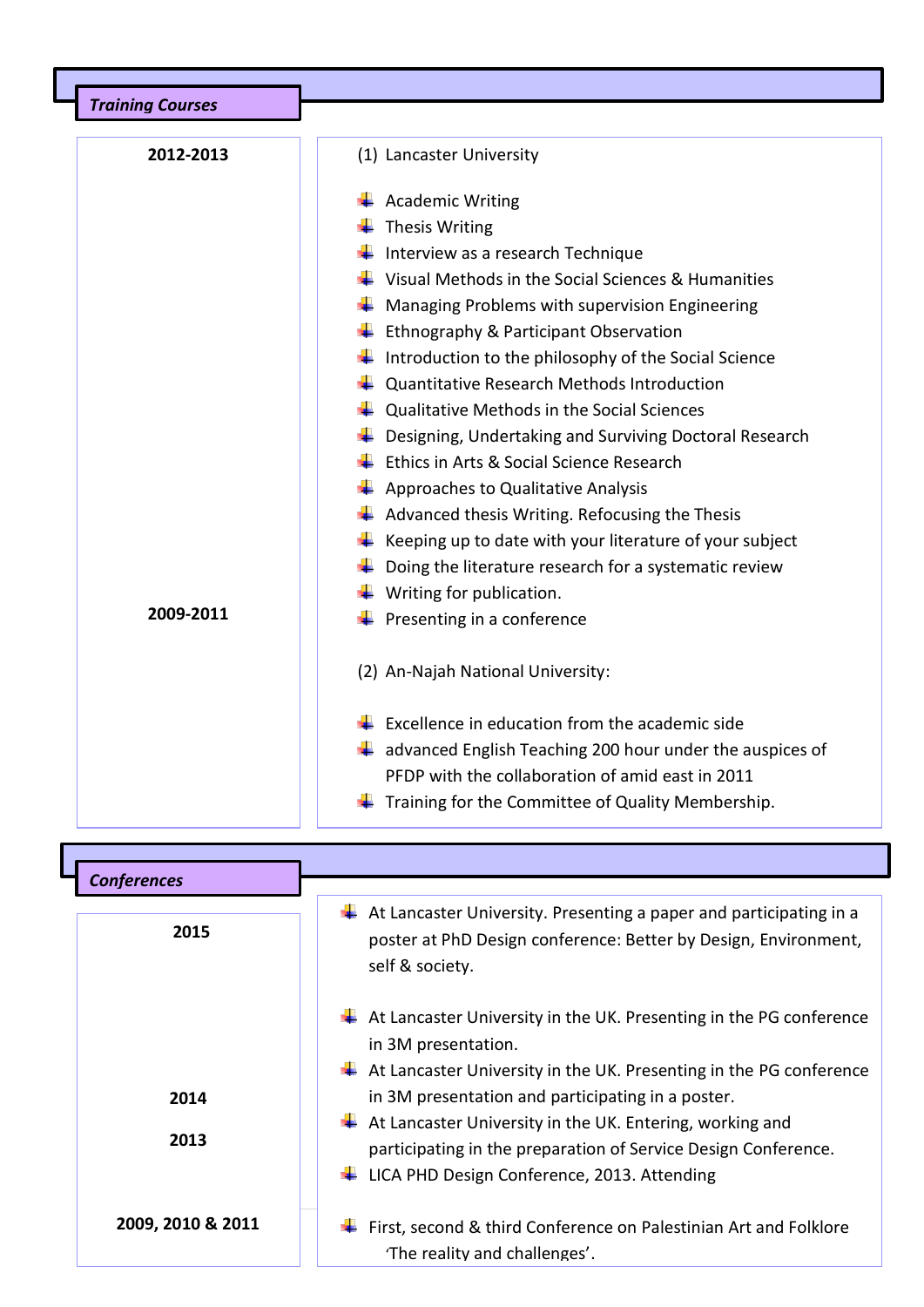## *Training Courses*

**2012-2013**

(1) Lancaster University

- Academic Writing
- Thesis Writing
- Interview as a research Technique
- Visual Methods in the Social Sciences & Humanities
- Managing Problems with supervision Engineering
- Ethnography & Participant Observation
- Introduction to the philosophy of the Social Science
- Quantitative Research Methods Introduction
- Qualitative Methods in the Social Sciences
- Designing, Undertaking and Surviving Doctoral Research
- Ethics in Arts & Social Science Research
- Approaches to Qualitative Analysis
- Advanced thesis Writing. Refocusing the Thesis
- Keeping up to date with your literature of your subject
- Doing the literature research for a systematic review
- Writing for publication.
- Presenting in a conference

**2009-2011**

(2) An-Najah National University:

- Excellence in education from the academic side
- advanced English Teaching 200 hour under the auspices of PFDP with the collaboration of amid east in 2011
- Training for the Committee of Quality Membership.

## *Conferences*

**2015**

- At Lancaster University. Presenting a paper and participating in a poster at PhD Design conference: Better by Design, Environment, self & society.

**2014**

- At Lancaster University in the UK. Presenting in the PG conference in 3M presentation.

**2013**

- At Lancaster University in the UK. Presenting in the PG conference in 3M presentation and participating in a poster.
- At Lancaster University in the UK. Entering, working and participating in the preparation of Service Design Conference.
- LICA PHD Design Conference, 2013. Attending

**2009, 2010 & 2011**

- First, second & third Conference on Palestinian Art and Folklore 'The reality and challenges'.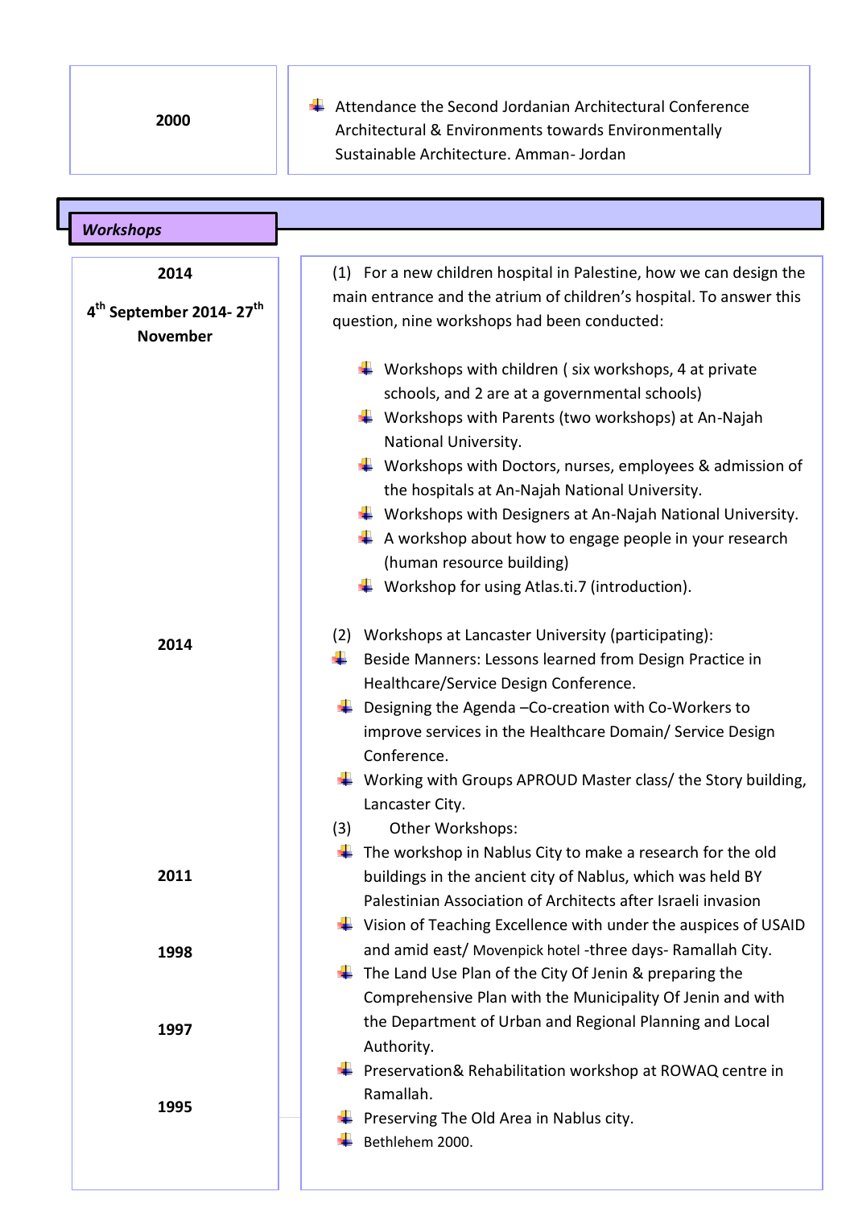| 2000 | Attendance the Second Jordanian Architectural Conference Architectural & Environments towards Environmentally Sustainable Architecture. Amman- Jordan |
|---|---|

## *Workshops*

| | |
|---|---|
| **2014**<br><br>**4th September 2014- 27th November** | (1) For a new children hospital in Palestine, how we can design the main entrance and the atrium of children's hospital. To answer this question, nine workshops had been conducted:<br><br>- Workshops with children ( six workshops, 4 at private schools, and 2 are at a governmental schools)<br>- Workshops with Parents (two workshops) at An-Najah National University.<br>- Workshops with Doctors, nurses, employees & admission of the hospitals at An-Najah National University.<br>- Workshops with Designers at An-Najah National University.<br>- A workshop about how to engage people in your research (human resource building)<br>- Workshop for using Atlas.ti.7 (introduction). |
| **2014** | (2) Workshops at Lancaster University (participating):<br>- Beside Manners: Lessons learned from Design Practice in Healthcare/Service Design Conference.<br>- Designing the Agenda –Co-creation with Co-Workers to improve services in the Healthcare Domain/ Service Design Conference.<br>- Working with Groups APROUD Master class/ the Story building, Lancaster City. |
| | (3) Other Workshops: |
| **2011** | - The workshop in Nablus City to make a research for the old buildings in the ancient city of Nablus, which was held BY Palestinian Association of Architects after Israeli invasion |
| **1998** | - Vision of Teaching Excellence with under the auspices of USAID and amid east/ Movenpick hotel -three days- Ramallah City. |
| **1997** | - The Land Use Plan of the City Of Jenin & preparing the Comprehensive Plan with the Municipality Of Jenin and with the Department of Urban and Regional Planning and Local Authority.<br>- Preservation& Rehabilitation workshop at ROWAQ centre in Ramallah. |
| **1995** | - Preserving The Old Area in Nablus city.<br>- Bethlehem 2000. |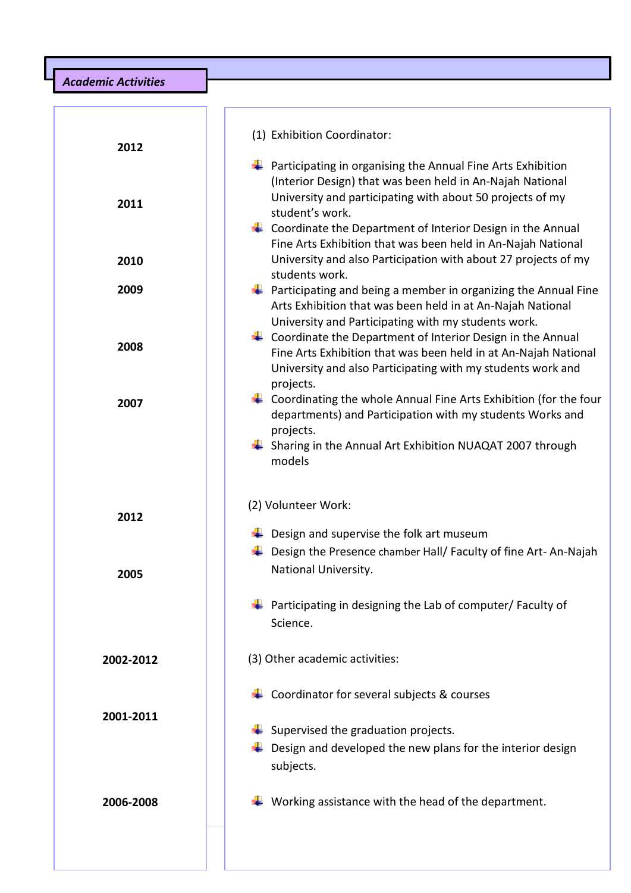## *Academic Activities*

### (1) Exhibition Coordinator:

| Year | Activity |
|---|---|
| 2012 | Participating in organising the Annual Fine Arts Exhibition (Interior Design) that was been held in An-Najah National University and participating with about 50 projects of my student's work. |
| 2011 | Coordinate the Department of Interior Design in the Annual Fine Arts Exhibition that was been held in An-Najah National University and also Participation with about 27 projects of my students work. |
| 2010 | Participating and being a member in organizing the Annual Fine Arts Exhibition that was been held in at An-Najah National University and Participating with my students work. |
| 2009 | Coordinate the Department of Interior Design in the Annual Fine Arts Exhibition that was been held in at An-Najah National University and also Participating with my students work and projects. |
| 2008 | Coordinating the whole Annual Fine Arts Exhibition (for the four departments) and Participation with my students Works and projects. |
| 2007 | Sharing in the Annual Art Exhibition NUAQAT 2007 through models |

### (2) Volunteer Work:

| Year | Activity |
|---|---|
| 2012 | Design and supervise the folk art museum |
| 2005 | Design the Presence chamber Hall/ Faculty of fine Art- An-Najah National University. |
| | Participating in designing the Lab of computer/ Faculty of Science. |

### (3) Other academic activities:

| Year | Activity |
|---|---|
| 2002-2012 | Coordinator for several subjects & courses |
| 2001-2011 | Supervised the graduation projects. |
| | Design and developed the new plans for the interior design subjects. |
| 2006-2008 | Working assistance with the head of the department. |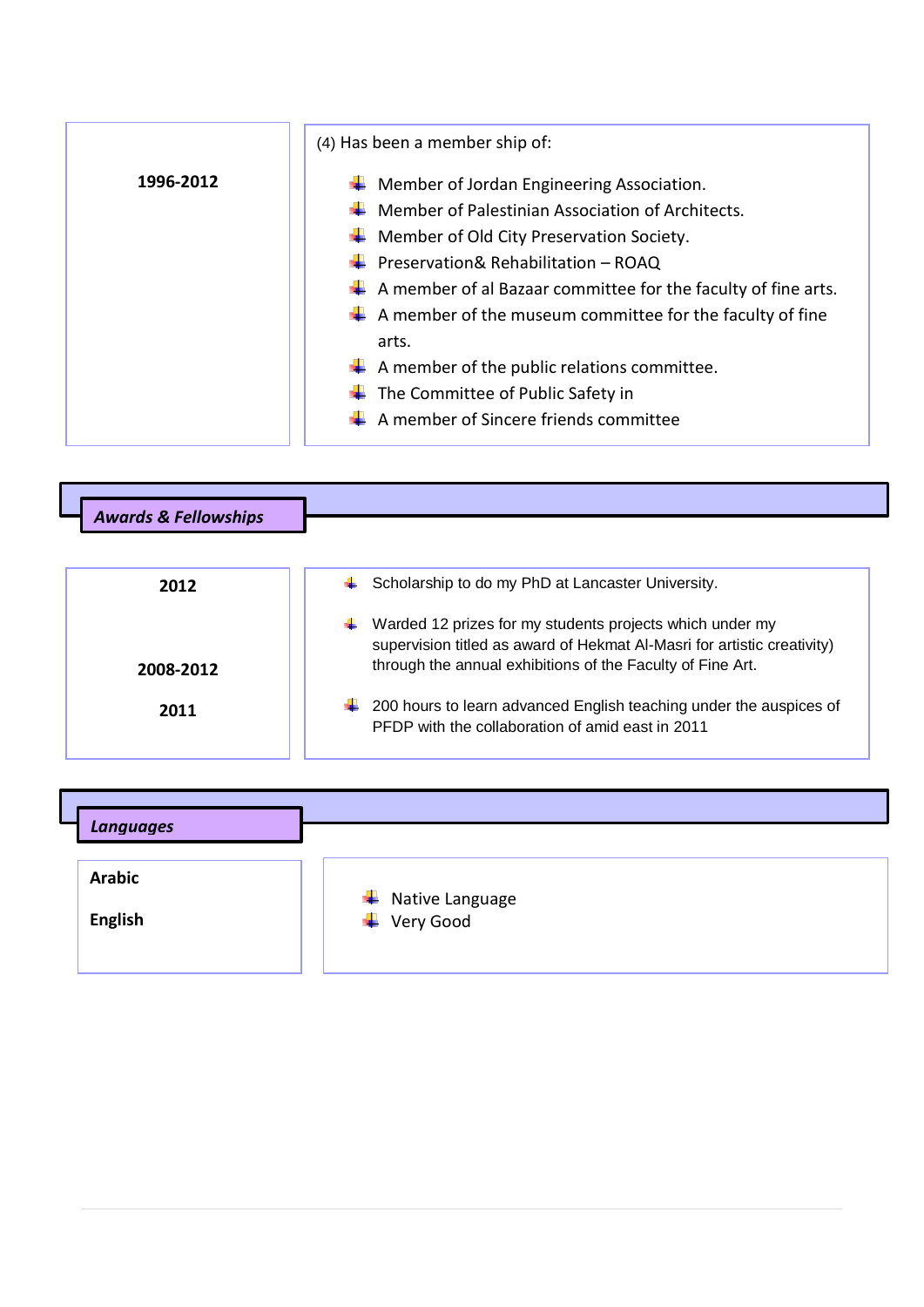| | |
|---|---|
| **1996-2012** | (4) Has been a member ship of:<br>- Member of Jordan Engineering Association.<br>- Member of Palestinian Association of Architects.<br>- Member of Old City Preservation Society.<br>- Preservation& Rehabilitation – ROAQ<br>- A member of al Bazaar committee for the faculty of fine arts.<br>- A member of the museum committee for the faculty of fine arts.<br>- A member of the public relations committee.<br>- The Committee of Public Safety in<br>- A member of Sincere friends committee |

## *Awards & Fellowships*

| | |
|---|---|
| **2012** | - Scholarship to do my PhD at Lancaster University. |
| **2008-2012** | - Warded 12 prizes for my students projects which under my supervision titled as award of Hekmat Al-Masri for artistic creativity) through the annual exhibitions of the Faculty of Fine Art. |
| **2011** | - 200 hours to learn advanced English teaching under the auspices of PFDP with the collaboration of amid east in 2011 |

## *Languages*

| | |
|---|---|
| **Arabic** | - Native Language |
| **English** | - Very Good |